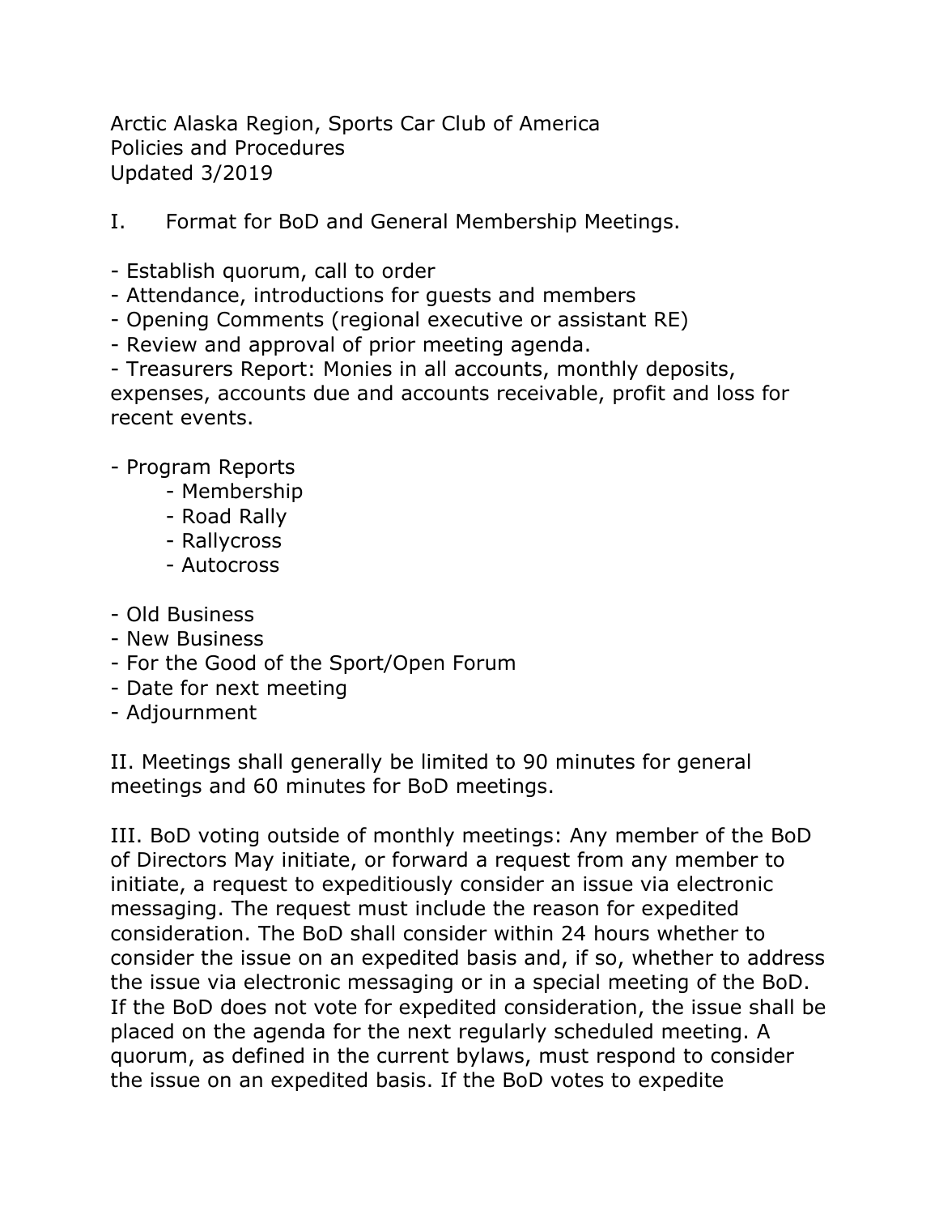Arctic Alaska Region, Sports Car Club of America
Policies and Procedures
Updated 3/2019

I. Format for BoD and General Membership Meetings.

- Establish quorum, call to order
- Attendance, introductions for guests and members
- Opening Comments (regional executive or assistant RE)
- Review and approval of prior meeting agenda.
- Treasurers Report: Monies in all accounts, monthly deposits, expenses, accounts due and accounts receivable, profit and loss for recent events.

- Program Reports
    - Membership
    - Road Rally
    - Rallycross
    - Autocross

- Old Business
- New Business
- For the Good of the Sport/Open Forum
- Date for next meeting
- Adjournment

II. Meetings shall generally be limited to 90 minutes for general meetings and 60 minutes for BoD meetings.

III. BoD voting outside of monthly meetings: Any member of the BoD of Directors May initiate, or forward a request from any member to initiate, a request to expeditiously consider an issue via electronic messaging. The request must include the reason for expedited consideration. The BoD shall consider within 24 hours whether to consider the issue on an expedited basis and, if so, whether to address the issue via electronic messaging or in a special meeting of the BoD. If the BoD does not vote for expedited consideration, the issue shall be placed on the agenda for the next regularly scheduled meeting. A quorum, as defined in the current bylaws, must respond to consider the issue on an expedited basis. If the BoD votes to expedite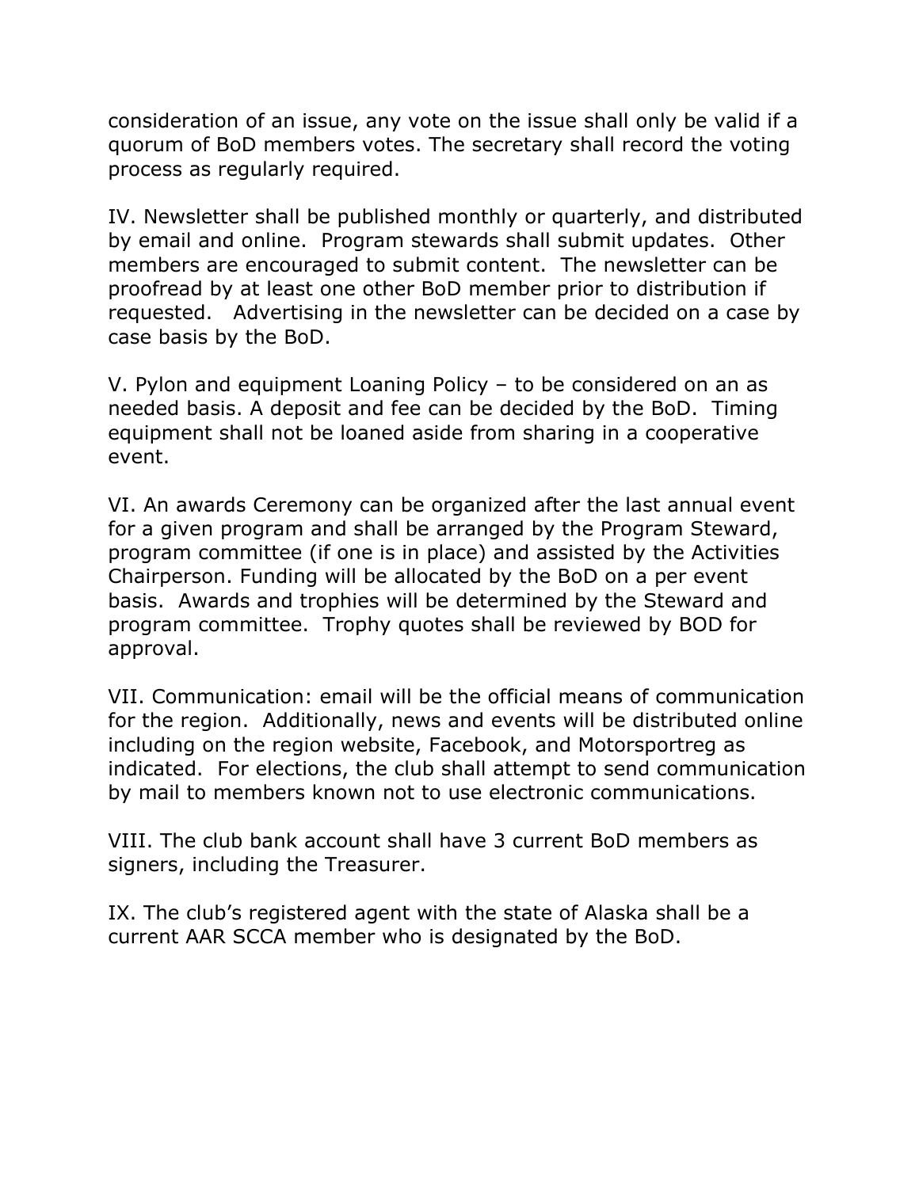consideration of an issue, any vote on the issue shall only be valid if a quorum of BoD members votes. The secretary shall record the voting process as regularly required.

IV. Newsletter shall be published monthly or quarterly, and distributed by email and online. Program stewards shall submit updates. Other members are encouraged to submit content. The newsletter can be proofread by at least one other BoD member prior to distribution if requested. Advertising in the newsletter can be decided on a case by case basis by the BoD.

V. Pylon and equipment Loaning Policy – to be considered on an as needed basis. A deposit and fee can be decided by the BoD. Timing equipment shall not be loaned aside from sharing in a cooperative event.

VI. An awards Ceremony can be organized after the last annual event for a given program and shall be arranged by the Program Steward, program committee (if one is in place) and assisted by the Activities Chairperson. Funding will be allocated by the BoD on a per event basis. Awards and trophies will be determined by the Steward and program committee. Trophy quotes shall be reviewed by BOD for approval.

VII. Communication: email will be the official means of communication for the region. Additionally, news and events will be distributed online including on the region website, Facebook, and Motorsportreg as indicated. For elections, the club shall attempt to send communication by mail to members known not to use electronic communications.

VIII. The club bank account shall have 3 current BoD members as signers, including the Treasurer.

IX. The club's registered agent with the state of Alaska shall be a current AAR SCCA member who is designated by the BoD.